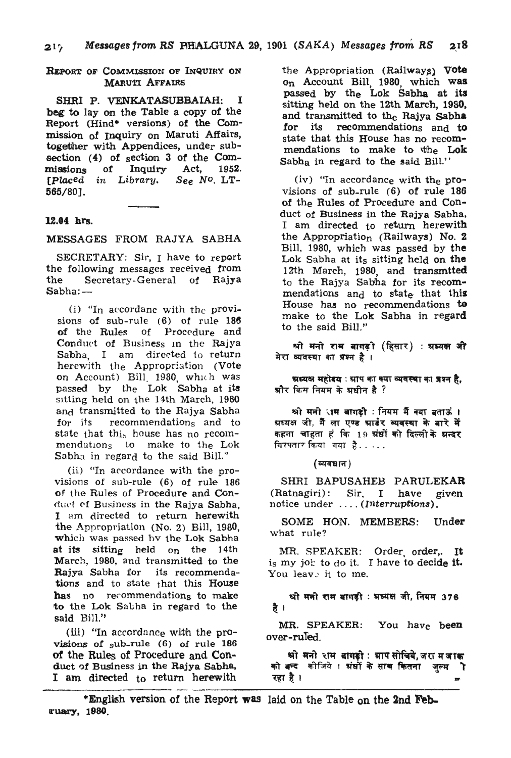## REPORT OF COMMISSION OF INQUIRY ON MARUTI AFFAIRS

SHRI P. VENKATASUBBAIAH: I beg to lay on the Table a copy of the Report (Hindi* versions) of the Commission of Inquiry on Maruti Affairs, together with Appendices, under sub-section (4) of section 3 of the Commissions of Inquiry Act, 1952. [*Placed in Library. See No.* LT-565/80].

**12.04 hrs.**

## MESSAGES FROM RAJYA SABHA

SECRETARY: Sir, I have to report the following messages received from the Secretary-General of Rajya Sabha:—

(i) "In accordance with the provisions of sub-rule (6) of rule 186 of the Rules of Procedure and Conduct of Business in the Rajya Sabha, I am directed to return herewith the Appropriation (Vote on Account) Bill, 1980, which was passed by the Lok Sabha at its sitting held on the 14th March, 1980 and transmitted to the Rajya Sabha for its recommendations and to state that this house has no recommendations to make to the Lok Sabha in regard to the said Bill."

(ii) "In accordance with the provisions of sub-rule (6) of rule 186 of the Rules of Procedure and Conduct of Business in the Rajya Sabha, I am directed to return herewith the Appropriation (No. 2) Bill, 1980, which was passed by the Lok Sabha at its sitting held on the 14th March, 1980, and transmitted to the Rajya Sabha for its recommendations and to state that this House has no recommendations to make to the Lok Sabha in regard to the said Bill."

(iii) "In accordance with the provisions of sub-rule (6) of rule 186 of the Rules of Procedure and Conduct of Business in the Rajya Sabha, I am directed to return herewith the Appropriation (Railways) Vote on Account Bill, 1980, which was passed by the Lok Sabha at its sitting held on the 12th March, 1980, and transmitted to the Rajya Sabha for its recommendations and to state that this House has no recommendations to make to the Lok Sabha in regard to the said Bill."

(iv) "In accordance with the provisions of sub-rule (6) of rule 186 of the Rules of Procedure and Conduct of Business in the Rajya Sabha, I am directed to return herewith the Appropriation (Railways) No. 2 Bill, 1980, which was passed by the Lok Sabha at its sitting held on the 12th March, 1980, and transmitted to the Rajya Sabha for its recommendations and to state that this House has no recommendations to make to the Lok Sabha in regard to the said Bill."

श्री मनी राम बागड़ी (हिसार) : अध्यक्ष जी मेरा व्यवस्था का प्रश्न है ।

अध्यक्ष महोदय : आप का क्या व्यवस्था का प्रश्न है, और किस नियम के अधीन है ?

श्री मनी राम बागड़ी : नियम मैं क्या बताऊं । अध्यक्ष जी, मैं ला एण्ड आर्डर व्यवस्था के बारे में कहना चाहता हूं कि 19 अंधों को दिल्ली के अन्दर गिरफ्तार किया गया है. . . . .

(व्यवधान)

SHRI BAPUSAHEB PARULEKAR (Ratnagiri): Sir, I have given notice under .... (*Interruptions*).

SOME HON. MEMBERS: Under what rule?

MR. SPEAKER: Order, order,. It is my job to do it. I have to decide it. You leave it to me.

श्री मनी राम बागड़ी : अध्यक्ष जी, नियम 376 है ।

MR. SPEAKER: You have been over-ruled.

श्री मनी राम बागड़ी : आप सोचिये, जरा मजाक को बन्द कीजिये । अंधों के साथ कितना जुल्म हो रहा है ।

*English version of the Report was laid on the Table on the 2nd February, 1980.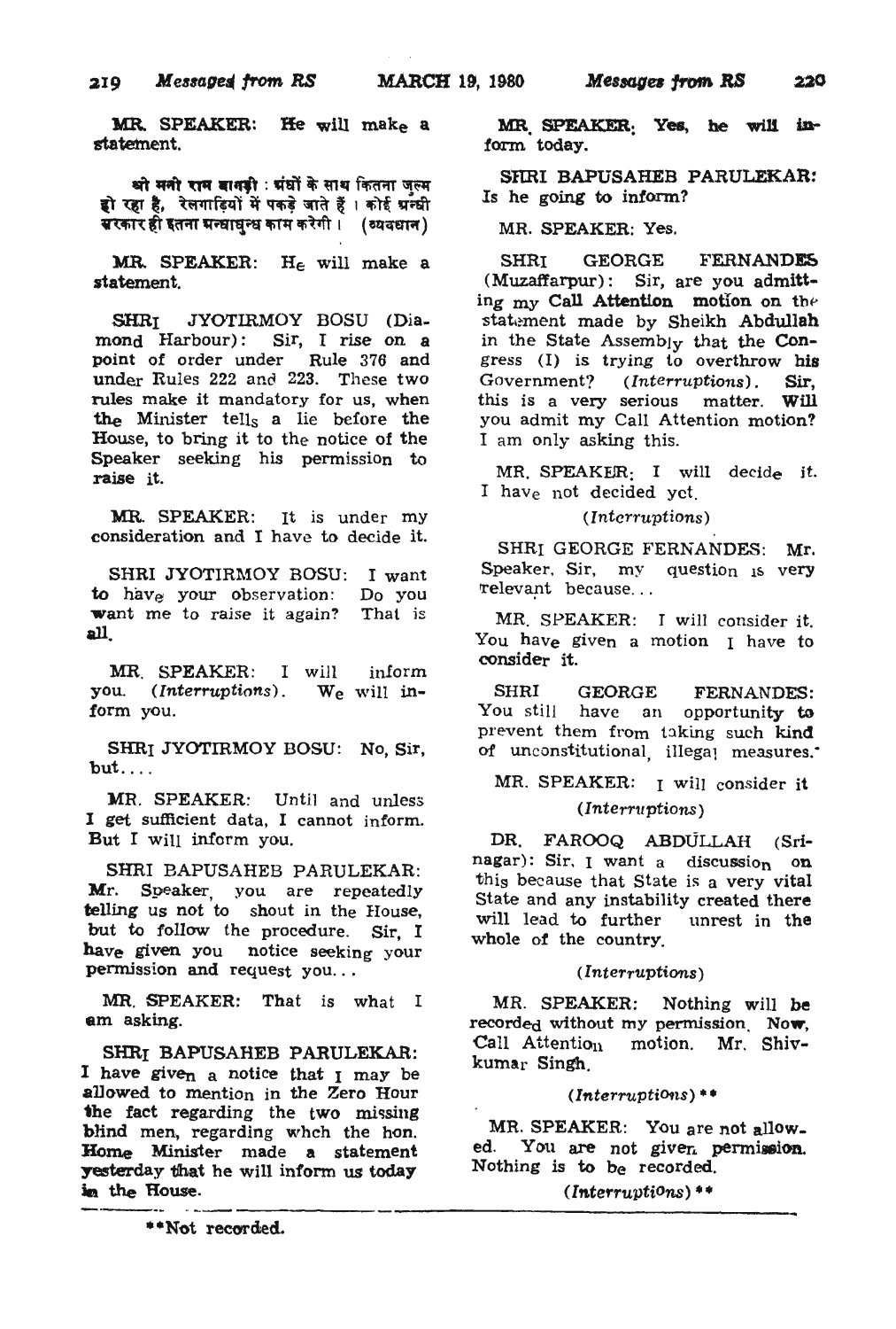MR. SPEAKER: He will make a statement.

श्री मनी राम बागड़ी : अंधों के साथ कितना जुल्म हो रहा है, रेलगाड़ियों में पकड़े जाते हैं । कोई अन्धी सरकार ही इतना अन्धाधुन्ध काम करेगी । (व्यवधान)

MR. SPEAKER: He will make a statement.

SHRI JYOTIRMOY BOSU (Diamond Harbour): Sir, I rise on a point of order under Rule 376 and under Rules 222 and 223. These two rules make it mandatory for us, when the Minister tells a lie before the House, to bring it to the notice of the Speaker seeking his permission to raise it.

MR. SPEAKER: It is under my consideration and I have to decide it.

SHRI JYOTIRMOY BOSU: I want to have your observation: Do you want me to raise it again? That is all.

MR. SPEAKER: I will inform you. *(Interruptions)*. We will inform you.

SHRI JYOTIRMOY BOSU: No, Sir, but....

MR. SPEAKER: Until and unless I get sufficient data, I cannot inform. But I will inform you.

SHRI BAPUSAHEB PARULEKAR: Mr. Speaker, you are repeatedly telling us not to shout in the House, but to follow the procedure. Sir, I have given you notice seeking your permission and request you...

MR. SPEAKER: That is what I am asking.

SHRI BAPUSAHEB PARULEKAR: I have given a notice that I may be allowed to mention in the Zero Hour the fact regarding the two missing blind men, regarding whch the hon. Home Minister made a statement yesterday that he will inform us today in the House.

MR. SPEAKER: Yes, he will inform today.

SHRI BAPUSAHEB PARULEKAR: Is he going to inform?

MR. SPEAKER: Yes.

SHRI GEORGE FERNANDES (Muzaffarpur): Sir, are you admitting my Call Attention motion on the statement made by Sheikh Abdullah in the State Assembly that the Congress (I) is trying to overthrow his Government? *(Interruptions)*. Sir, this is a very serious matter. Will you admit my Call Attention motion? I am only asking this.

MR. SPEAKER: I will decide it. I have not decided yet.

*(Interruptions)*

SHRI GEORGE FERNANDES: Mr. Speaker, Sir, my question is very relevant because...

MR. SPEAKER: I will consider it. You have given a motion I have to consider it.

SHRI GEORGE FERNANDES: You still have an opportunity to prevent them from taking such kind of unconstitutional, illegal measures.

MR. SPEAKER: I will consider it

*(Interruptions)*

DR. FAROOQ ABDULLAH (Srinagar): Sir, I want a discussion on this because that State is a very vital State and any instability created there will lead to further unrest in the whole of the country.

*(Interruptions)*

MR. SPEAKER: Nothing will be recorded without my permission. Now, Call Attention motion. Mr. Shivkumar Singh.

*(Interruptions)* **

MR. SPEAKER: You are not allowed. You are not given permission. Nothing is to be recorded.

*(Interruptions)* **

**Not recorded.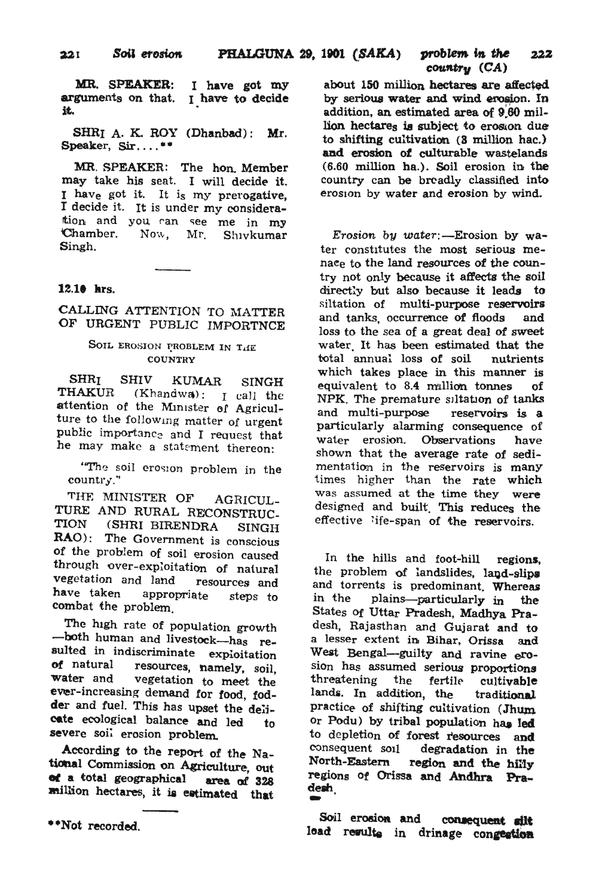MR. SPEAKER: I have got my arguments on that. I have to decide it.

SHRI A. K. ROY (Dhanbad): Mr. Speaker, Sir....**

MR. SPEAKER: The hon. Member may take his seat. I will decide it. I have got it. It is my prerogative, I decide it. It is under my consideration and you can see me in my Chamber. Now, Mr. Shivkumar Singh.

12.10 hrs.

## CALLING ATTENTION TO MATTER OF URGENT PUBLIC IMPORTNCE

### SOIL EROSION PROBLEM IN THE COUNTRY

SHRI SHIV KUMAR SINGH THAKUR (Khandwa): I call the attention of the Minister of Agriculture to the following matter of urgent public importance and I request that he may make a statement thereon:

"The soil erosion problem in the country."

THE MINISTER OF AGRICULTURE AND RURAL RECONSTRUCTION (SHRI BIRENDRA SINGH RAO): The Government is conscious of the problem of soil erosion caused through over-exploitation of natural vegetation and land resources and have taken appropriate steps to combat the problem.

The high rate of population growth—both human and livestock—has resulted in indiscriminate exploitation of natural resources, namely, soil, water and vegetation to meet the ever-increasing demand for food, fodder and fuel. This has upset the delicate ecological balance and led to severe soil erosion problem.

According to the report of the National Commission on Agriculture, out of a total geographical area of 328 million hectares, it is estimated that about 150 million hectares are affected by serious water and wind erosion. In addition, an estimated area of 9.60 million hectares is subject to erosion due to shifting cultivation (3 million hac.) and erosion of culturable wastelands (6.60 million ha.). Soil erosion in the country can be broadly classified into erosion by water and erosion by wind.

*Erosion by water*:—Erosion by water constitutes the most serious menace to the land resources of the country not only because it affects the soil directly but also because it leads to siltation of multi-purpose reservoirs and tanks, occurrence of floods and loss to the sea of a great deal of sweet water. It has been estimated that the total annual loss of soil nutrients which takes place in this manner is equivalent to 8.4 million tonnes of NPK. The premature siltation of tanks and multi-purpose reservoirs is a particularly alarming consequence of water erosion. Observations have shown that the average rate of sedimentation in the reservoirs is many times higher than the rate which was assumed at the time they were designed and built. This reduces the effective life-span of the reservoirs.

In the hills and foot-hill regions, the problem of landslides, land-slips and torrents is predominant. Whereas in the plains—particularly in the States of Uttar Pradesh, Madhya Pradesh, Rajasthan and Gujarat and to a lesser extent in Bihar, Orissa and West Bengal—guilty and ravine erosion has assumed serious proportions threatening the fertile cultivable lands. In addition, the traditional practice of shifting cultivation (Jhum or Podu) by tribal population has led to depletion of forest resources and consequent soil degradation in the North-Eastern region and the hilly regions of Orissa and Andhra Pradesh.

Soil erosion and consequent silt load results in drinage congestion

**Not recorded.